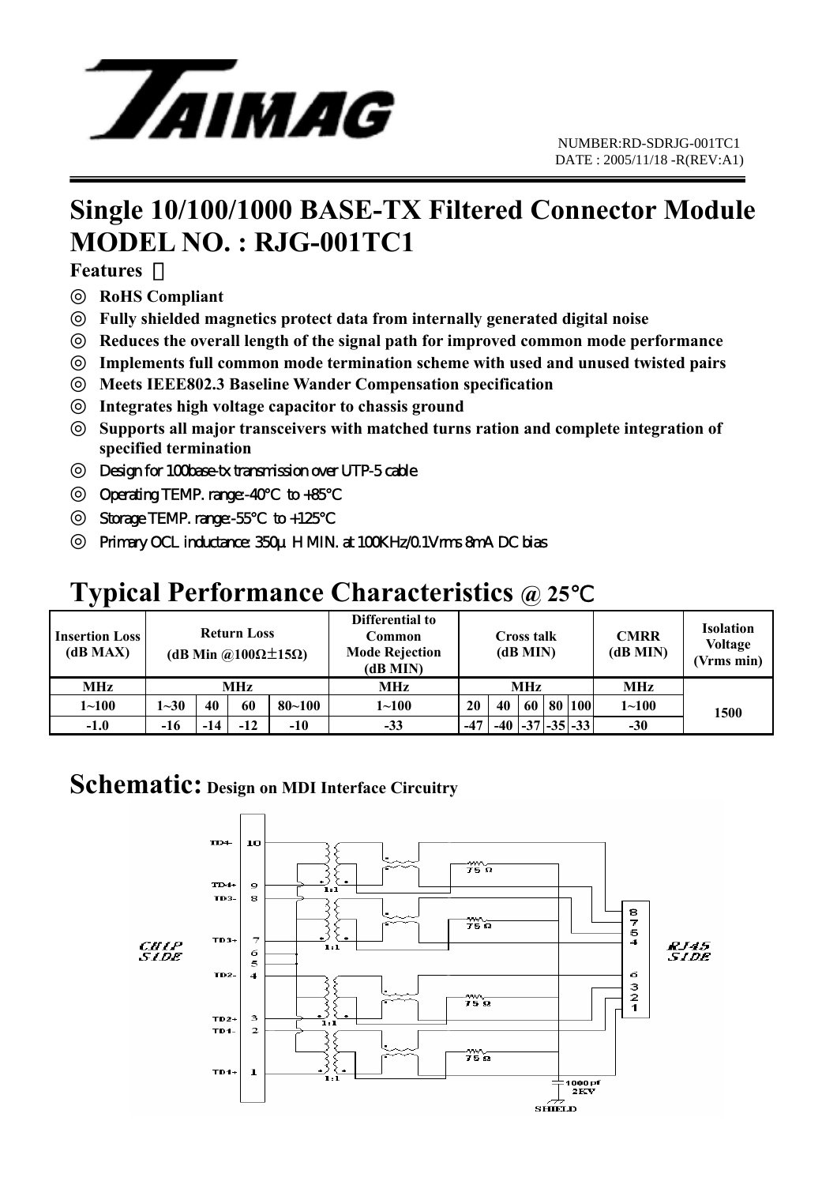# TAIMAG

NUMBER:RD-SDRJG-001TC1
DATE : 2005/11/18 -R(REV:A1)

# Single 10/100/1000 BASE-TX Filtered Connector Module
# MODEL NO. : RJG-001TC1

**Features ：**

◎ **RoHS Compliant**
◎ **Fully shielded magnetics protect data from internally generated digital noise**
◎ **Reduces the overall length of the signal path for improved common mode performance**
◎ **Implements full common mode termination scheme with used and unused twisted pairs**
◎ **Meets IEEE802.3 Baseline Wander Compensation specification**
◎ **Integrates high voltage capacitor to chassis ground**
◎ **Supports all major transceivers with matched turns ration and complete integration of specified termination**
◎ Design for 100base-tx transmission over UTP-5 cable
◎ Operating TEMP. range:-40°C to +85°C
◎ Storage TEMP. range:-55°C to +125°C
◎ Primary OCL inductance: 350μH MIN. at 100KHz/0.1Vrms 8mA DC bias

## Typical Performance Characteristics @ 25°C

| Insertion Loss (dB MAX) | Return Loss (dB Min @100Ω±15Ω) | | | | Differential to Common Mode Rejection (dB MIN) | Cross talk (dB MIN) | | | | | CMRR (dB MIN) | Isolation Voltage (Vrms min) |
|---|---|---|---|---|---|---|---|---|---|---|---|---|
| MHz | MHz | | | | MHz | MHz | | | | | MHz | |
| 1~100 | 1~30 | 40 | 60 | 80~100 | 1~100 | 20 | 40 | 60 | 80 | 100 | 1~100 | 1500 |
| -1.0 | -16 | -14 | -12 | -10 | -33 | -47 | -40 | -37 | -35 | -33 | -30 | |

## Schematic: Design on MDI Interface Circuitry

CHIP SIDE — TD4- 10, TD4+ 9, TD3- 8, TD3+ 7, 6, 5, TD2- 4, TD2+ 3, TD1- 2, TD1+ 1

Transformers 1:1; 75 Ω terminations; 1000 pf 2KV to SHIELD

RJ45 SIDE — 8, 7, 5, 4, 6, 3, 2, 1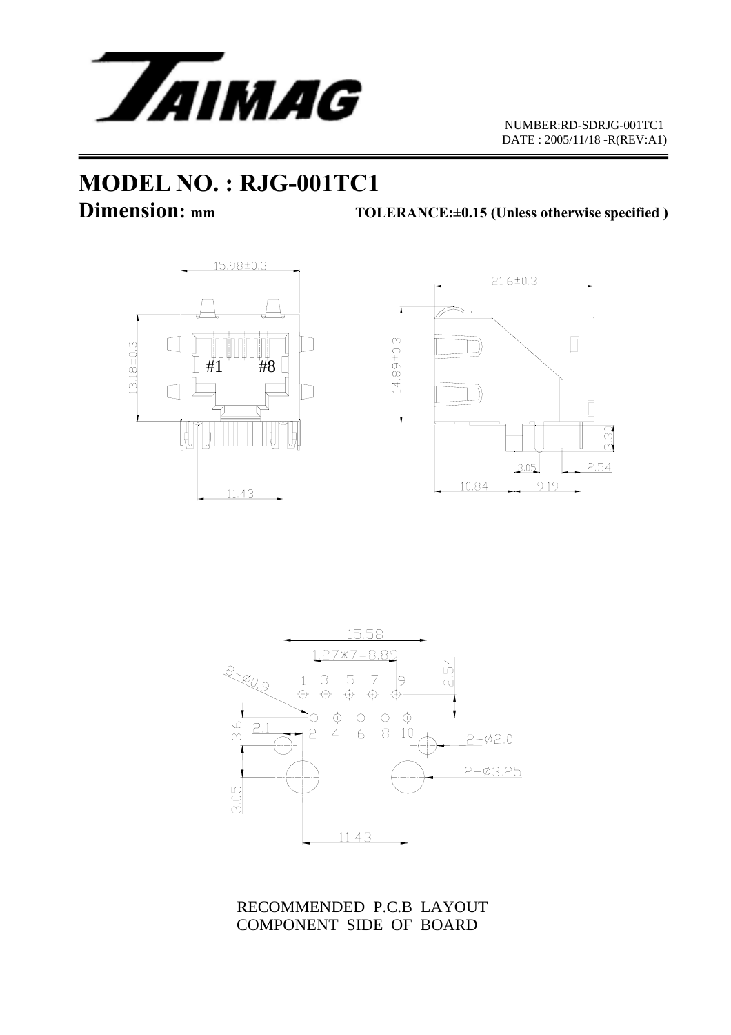NUMBER:RD-SDRJG-001TC1
DATE : 2005/11/18 -R(REV:A1)

# MODEL NO. : RJG-001TC1

**Dimension: mm** **TOLERANCE:±0.15 (Unless otherwise specified )**

15.98±0.3

13.18±0.3

#1 #8

11.43

21.6±0.3

14.89±0.3

3.30

3.05

2.54

10.84

9.19

15.58

1.27×7=8.89

8-Ø0.9

1 3 5 7 9

2.54

3.6

2.1

2 4 6 8 10

2-Ø2.0

2-Ø3.25

3.05

11.43

RECOMMENDED P.C.B LAYOUT
COMPONENT SIDE OF BOARD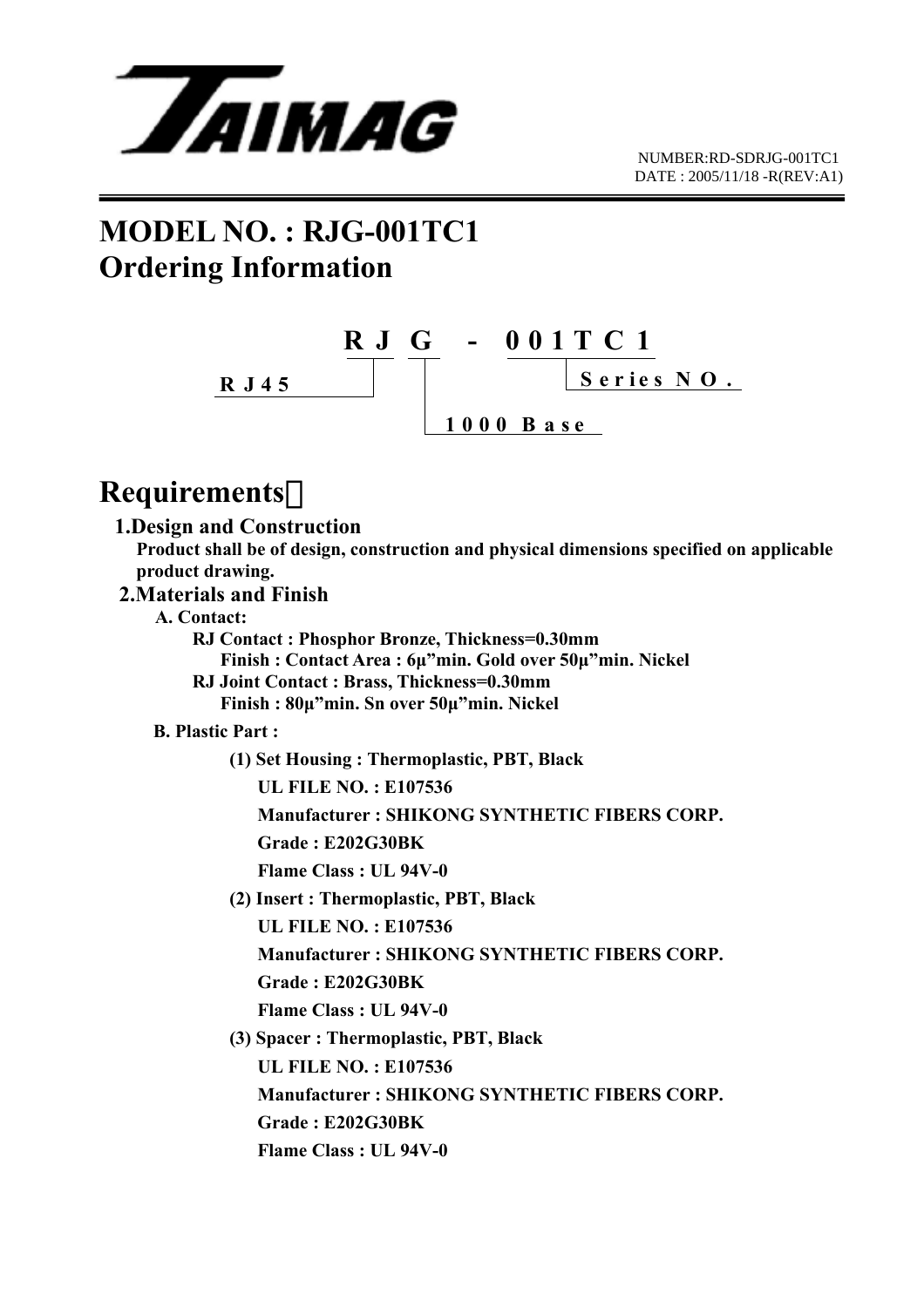**TAIMAG**

NUMBER:RD-SDRJG-001TC1
DATE : 2005/11/18 -R(REV:A1)

# MODEL NO. : RJG-001TC1
# Ordering Information

```
              R J  G   -   0 0 1 T C 1
R J 4 5 ________|   |          |_______ S e r i e s  N O .
                    |
                    |_____ 1 0 0 0  B a s e
```

# Requirements：

## 1.Design and Construction

**Product shall be of design, construction and physical dimensions specified on applicable product drawing.**

## 2.Materials and Finish

**A. Contact:**

**RJ Contact : Phosphor Bronze, Thickness=0.30mm**
**Finish : Contact Area : 6μ"min. Gold over 50μ"min. Nickel**
**RJ Joint Contact : Brass, Thickness=0.30mm**
**Finish : 80μ"min. Sn over 50μ"min. Nickel**

**B. Plastic Part :**

**(1) Set Housing : Thermoplastic, PBT, Black**
**UL FILE NO. : E107536**
**Manufacturer : SHIKONG SYNTHETIC FIBERS CORP.**
**Grade : E202G30BK**
**Flame Class : UL 94V-0**

**(2) Insert : Thermoplastic, PBT, Black**
**UL FILE NO. : E107536**
**Manufacturer : SHIKONG SYNTHETIC FIBERS CORP.**
**Grade : E202G30BK**
**Flame Class : UL 94V-0**

**(3) Spacer : Thermoplastic, PBT, Black**
**UL FILE NO. : E107536**
**Manufacturer : SHIKONG SYNTHETIC FIBERS CORP.**
**Grade : E202G30BK**
**Flame Class : UL 94V-0**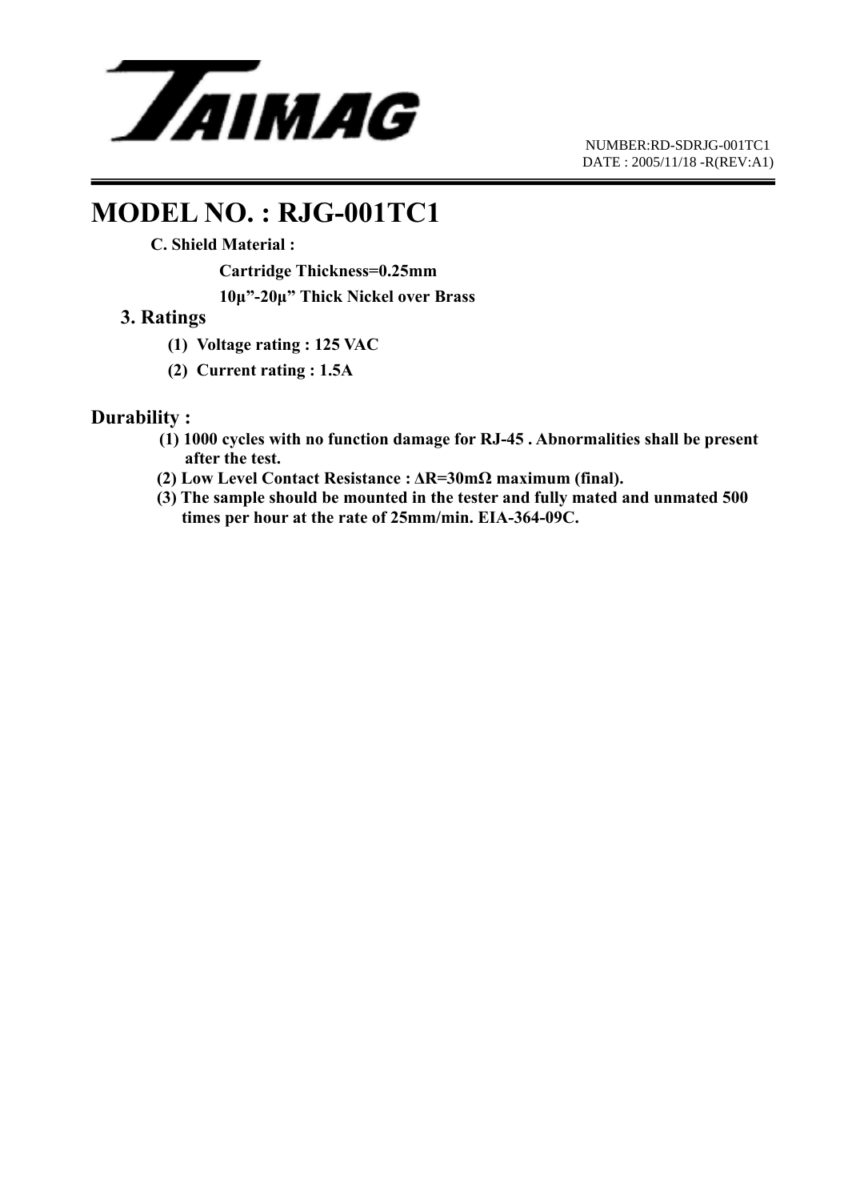# MODEL NO. : RJG-001TC1

**C. Shield Material :**

**Cartridge Thickness=0.25mm**

**10μ"-20μ" Thick Nickel over Brass**

## 3. Ratings

**(1) Voltage rating : 125 VAC**

**(2) Current rating : 1.5A**

## Durability :

**(1) 1000 cycles with no function damage for RJ-45 . Abnormalities shall be present after the test.**

**(2) Low Level Contact Resistance : ΔR=30mΩ maximum (final).**

**(3) The sample should be mounted in the tester and fully mated and unmated 500 times per hour at the rate of 25mm/min. EIA-364-09C.**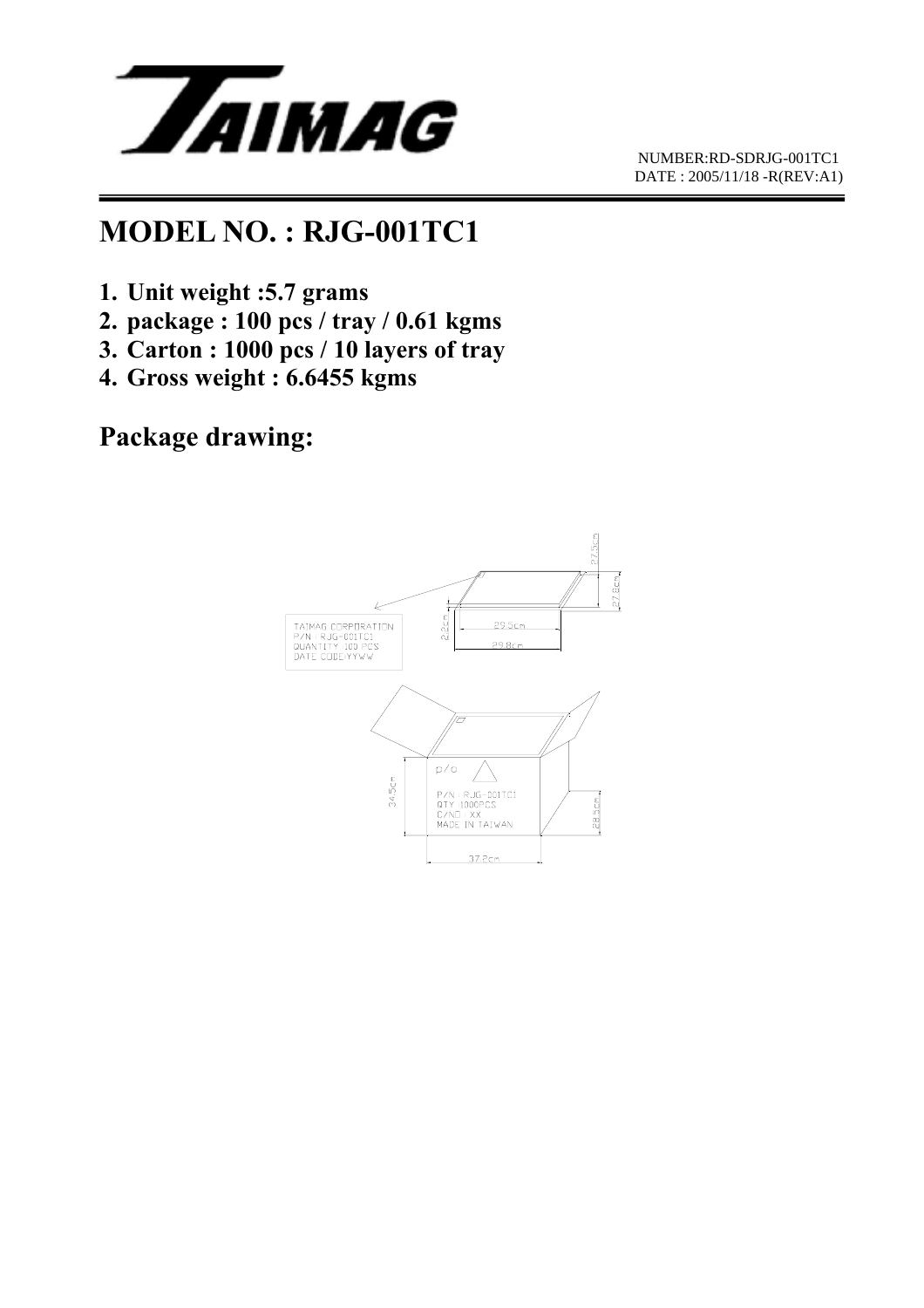NUMBER:RD-SDRJG-001TC1
DATE : 2005/11/18 -R(REV:A1)

# MODEL NO. : RJG-001TC1

1. **Unit weight :5.7 grams**
2. **package : 100 pcs / tray / 0.61 kgms**
3. **Carton : 1000 pcs / 10 layers of tray**
4. **Gross weight : 6.6455 kgms**

## Package drawing:

TAIMAG CORPORATION
P/N : RJG-001TC1
QUANTITY :100 PCS
DATE CODE:YYWW

27.5cm
27.8cm
2.2cm
29.5cm
29.8cm

p/o
P/N : RJG-001TC1
QTY :1000PCS
C/NO : XX
MADE IN TAIWAN

34.5cm
28.5cm
37.2cm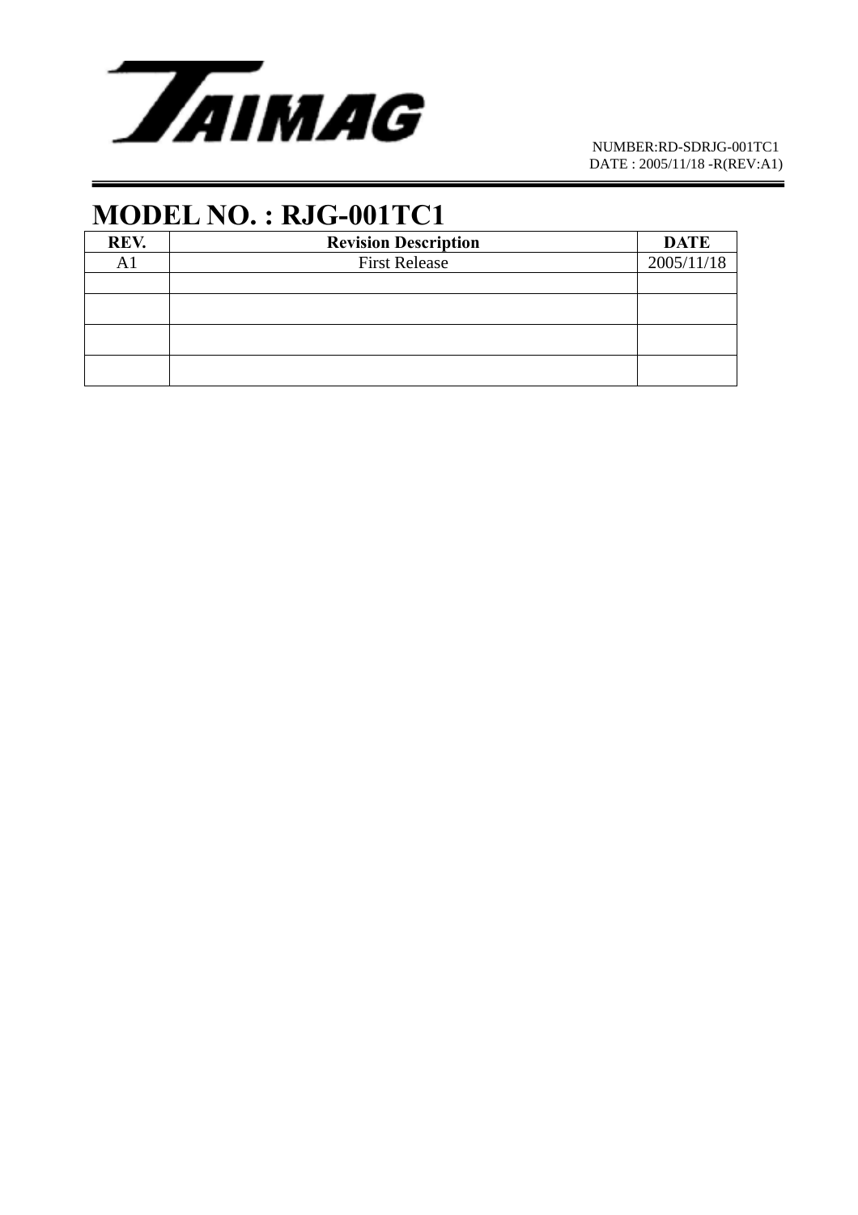# MODEL NO. : RJG-001TC1

| REV. | Revision Description | DATE |
|---|---|---|
| A1 | First Release | 2005/11/18 |
| | | |
| | | |
| | | |
| | | |